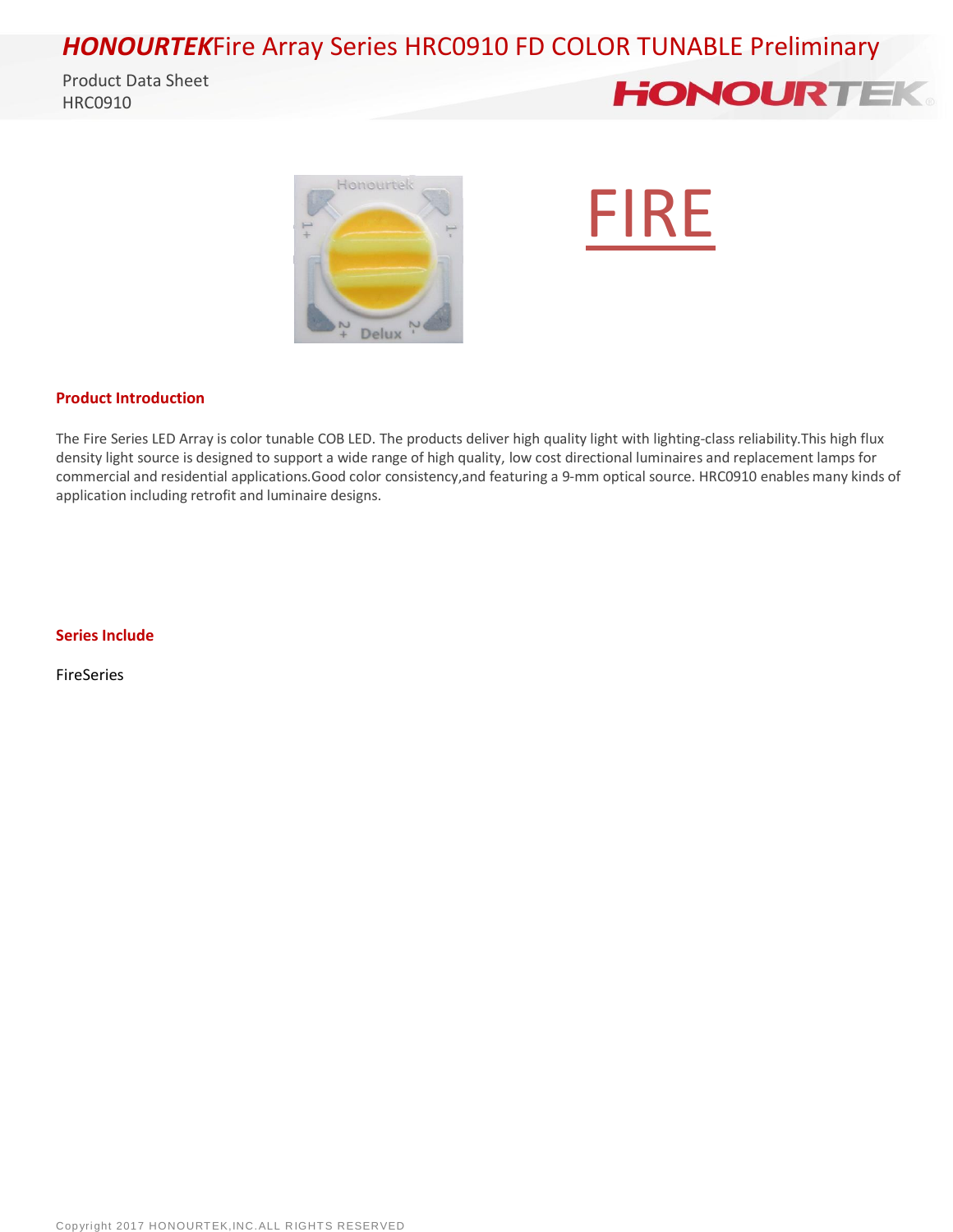# HONOURTEK Fire Array Series HRC0910 FD COLOR TUNABLE Preliminary

Product Data Sheet
HRC0910

FIRE

## Product Introduction

The Fire Series LED Array is color tunable COB LED. The products deliver high quality light with lighting-class reliability.This high flux density light source is designed to support a wide range of high quality, low cost directional luminaires and replacement lamps for commercial and residential applications.Good color consistency,and featuring a 9-mm optical source. HRC0910 enables many kinds of application including retrofit and luminaire designs.

## Series Include

FireSeries

Copyright 2017 HONOURTEK,INC.ALL RIGHTS RESERVED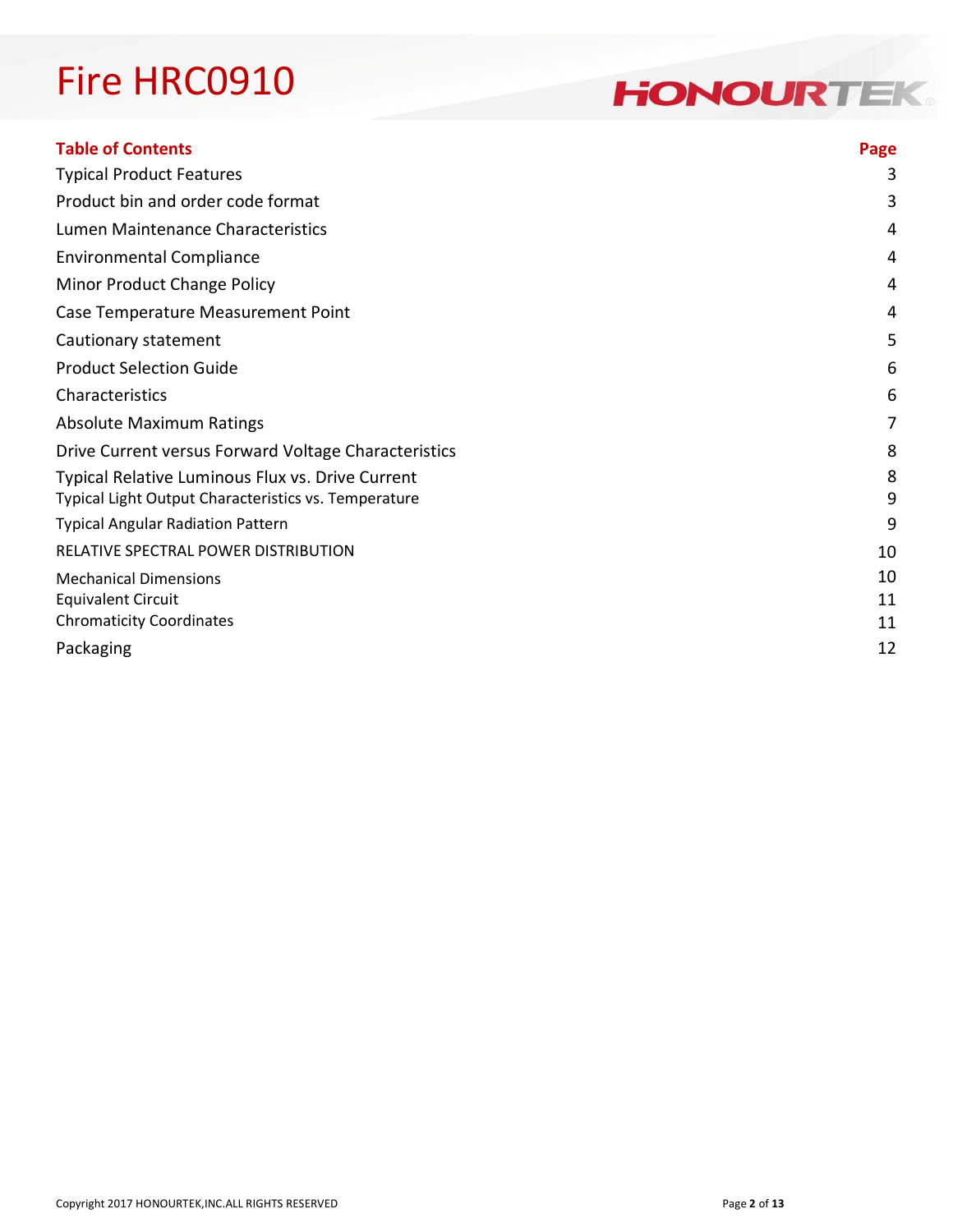# Fire HRC0910

HONOURTEK

| **Table of Contents** | **Page** |
|---|---|
| Typical Product Features | 3 |
| Product bin and order code format | 3 |
| Lumen Maintenance Characteristics | 4 |
| Environmental Compliance | 4 |
| Minor Product Change Policy | 4 |
| Case Temperature Measurement Point | 4 |
| Cautionary statement | 5 |
| Product Selection Guide | 6 |
| Characteristics | 6 |
| Absolute Maximum Ratings | 7 |
| Drive Current versus Forward Voltage Characteristics | 8 |
| Typical Relative Luminous Flux vs. Drive Current | 8 |
| Typical Light Output Characteristics vs. Temperature | 9 |
| Typical Angular Radiation Pattern | 9 |
| RELATIVE SPECTRAL POWER DISTRIBUTION | 10 |
| Mechanical Dimensions | 10 |
| Equivalent Circuit | 11 |
| Chromaticity Coordinates | 11 |
| Packaging | 12 |

Copyright 2017 HONOURTEK,INC.ALL RIGHTS RESERVED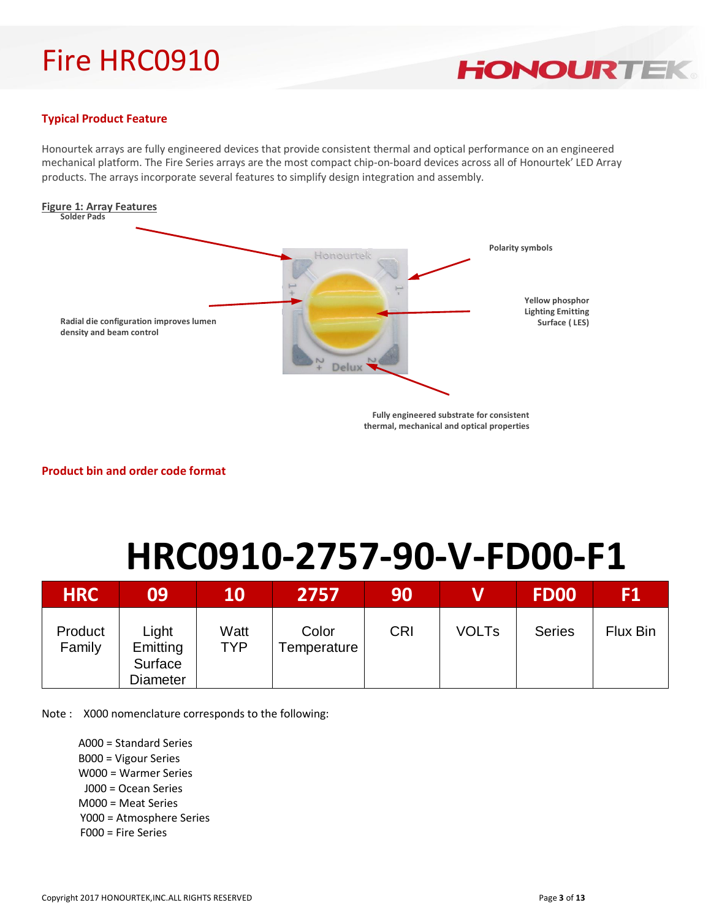# Fire HRC0910

## Typical Product Feature

Honourtek arrays are fully engineered devices that provide consistent thermal and optical performance on an engineered mechanical platform. The Fire Series arrays are the most compact chip-on-board devices across all of Honourtek' LED Array products. The arrays incorporate several features to simplify design integration and assembly.

**Figure 1: Array Features**

Solder Pads

Polarity symbols

Radial die configuration improves lumen density and beam control

Yellow phosphor Lighting Emitting Surface ( LES)

Fully engineered substrate for consistent thermal, mechanical and optical properties

## Product bin and order code format

# HRC0910-2757-90-V-FD00-F1

| HRC | 09 | 10 | 2757 | 90 | V | FD00 | F1 |
|---|---|---|---|---|---|---|---|
| Product Family | Light Emitting Surface Diameter | Watt TYP | Color Temperature | CRI | VOLTs | Series | Flux Bin |

Note : X000 nomenclature corresponds to the following:

A000 = Standard Series
B000 = Vigour Series
W000 = Warmer Series
J000 = Ocean Series
M000 = Meat Series
Y000 = Atmosphere Series
F000 = Fire Series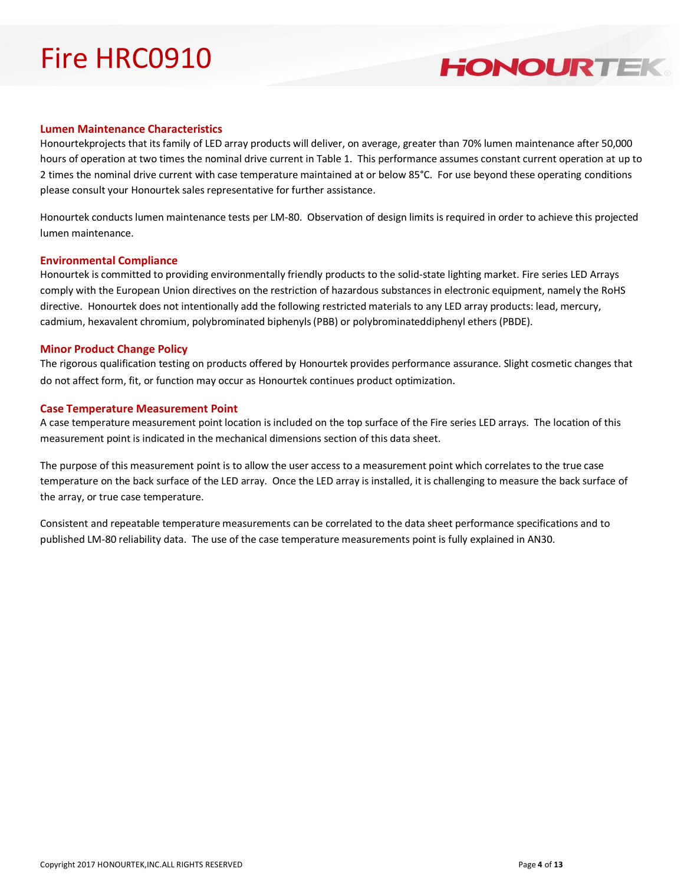## Lumen Maintenance Characteristics

Honourtekprojects that its family of LED array products will deliver, on average, greater than 70% lumen maintenance after 50,000 hours of operation at two times the nominal drive current in Table 1. This performance assumes constant current operation at up to 2 times the nominal drive current with case temperature maintained at or below 85°C. For use beyond these operating conditions please consult your Honourtek sales representative for further assistance.

Honourtek conducts lumen maintenance tests per LM-80. Observation of design limits is required in order to achieve this projected lumen maintenance.

## Environmental Compliance

Honourtek is committed to providing environmentally friendly products to the solid-state lighting market. Fire series LED Arrays comply with the European Union directives on the restriction of hazardous substances in electronic equipment, namely the RoHS directive. Honourtek does not intentionally add the following restricted materials to any LED array products: lead, mercury, cadmium, hexavalent chromium, polybrominated biphenyls (PBB) or polybrominateddiphenyl ethers (PBDE).

## Minor Product Change Policy

The rigorous qualification testing on products offered by Honourtek provides performance assurance. Slight cosmetic changes that do not affect form, fit, or function may occur as Honourtek continues product optimization.

## Case Temperature Measurement Point

A case temperature measurement point location is included on the top surface of the Fire series LED arrays. The location of this measurement point is indicated in the mechanical dimensions section of this data sheet.

The purpose of this measurement point is to allow the user access to a measurement point which correlates to the true case temperature on the back surface of the LED array. Once the LED array is installed, it is challenging to measure the back surface of the array, or true case temperature.

Consistent and repeatable temperature measurements can be correlated to the data sheet performance specifications and to published LM-80 reliability data. The use of the case temperature measurements point is fully explained in AN30.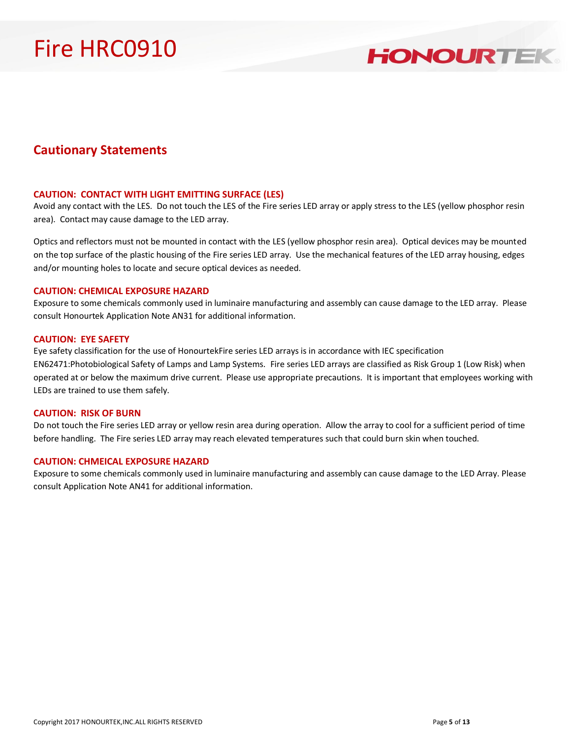## Cautionary Statements

### CAUTION: CONTACT WITH LIGHT EMITTING SURFACE (LES)

Avoid any contact with the LES. Do not touch the LES of the Fire series LED array or apply stress to the LES (yellow phosphor resin area). Contact may cause damage to the LED array.

Optics and reflectors must not be mounted in contact with the LES (yellow phosphor resin area). Optical devices may be mounted on the top surface of the plastic housing of the Fire series LED array. Use the mechanical features of the LED array housing, edges and/or mounting holes to locate and secure optical devices as needed.

### CAUTION: CHEMICAL EXPOSURE HAZARD

Exposure to some chemicals commonly used in luminaire manufacturing and assembly can cause damage to the LED array. Please consult Honourtek Application Note AN31 for additional information.

### CAUTION: EYE SAFETY

Eye safety classification for the use of HonourtekFire series LED arrays is in accordance with IEC specification EN62471:Photobiological Safety of Lamps and Lamp Systems. Fire series LED arrays are classified as Risk Group 1 (Low Risk) when operated at or below the maximum drive current. Please use appropriate precautions. It is important that employees working with LEDs are trained to use them safely.

### CAUTION: RISK OF BURN

Do not touch the Fire series LED array or yellow resin area during operation. Allow the array to cool for a sufficient period of time before handling. The Fire series LED array may reach elevated temperatures such that could burn skin when touched.

### CAUTION: CHMEICAL EXPOSURE HAZARD

Exposure to some chemicals commonly used in luminaire manufacturing and assembly can cause damage to the LED Array. Please consult Application Note AN41 for additional information.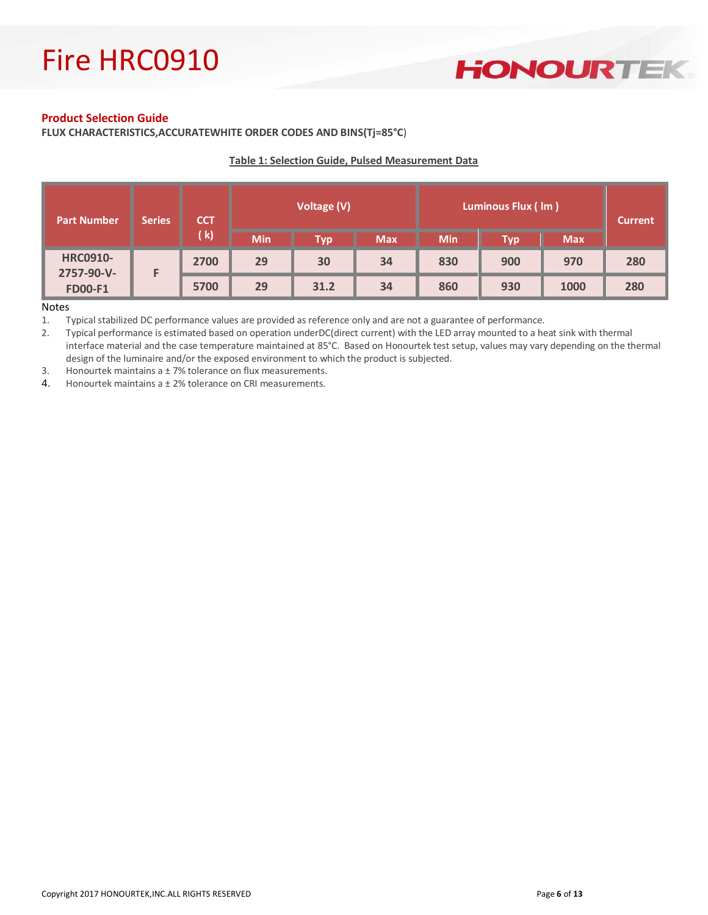## Product Selection Guide

**FLUX CHARACTERISTICS,ACCURATEWHITE ORDER CODES AND BINS(Tj=85°C)**

**Table 1: Selection Guide, Pulsed Measurement Data**

| Part Number | Series | CCT ( k) | Voltage (V) | | | Luminous Flux ( lm ) | | | Current |
|---|---|---|---|---|---|---|---|---|---|
| | | | Min | Typ | Max | Min | Typ | Max | |
| HRC0910-2757-90-V-FD00-F1 | F | 2700 | 29 | 30 | 34 | 830 | 900 | 970 | 280 |
| | | 5700 | 29 | 31.2 | 34 | 860 | 930 | 1000 | 280 |

Notes

1. Typical stabilized DC performance values are provided as reference only and are not a guarantee of performance.
2. Typical performance is estimated based on operation underDC(direct current) with the LED array mounted to a heat sink with thermal interface material and the case temperature maintained at 85°C. Based on Honourtek test setup, values may vary depending on the thermal design of the luminaire and/or the exposed environment to which the product is subjected.
3. Honourtek maintains a ± 7% tolerance on flux measurements.
4. Honourtek maintains a ± 2% tolerance on CRI measurements.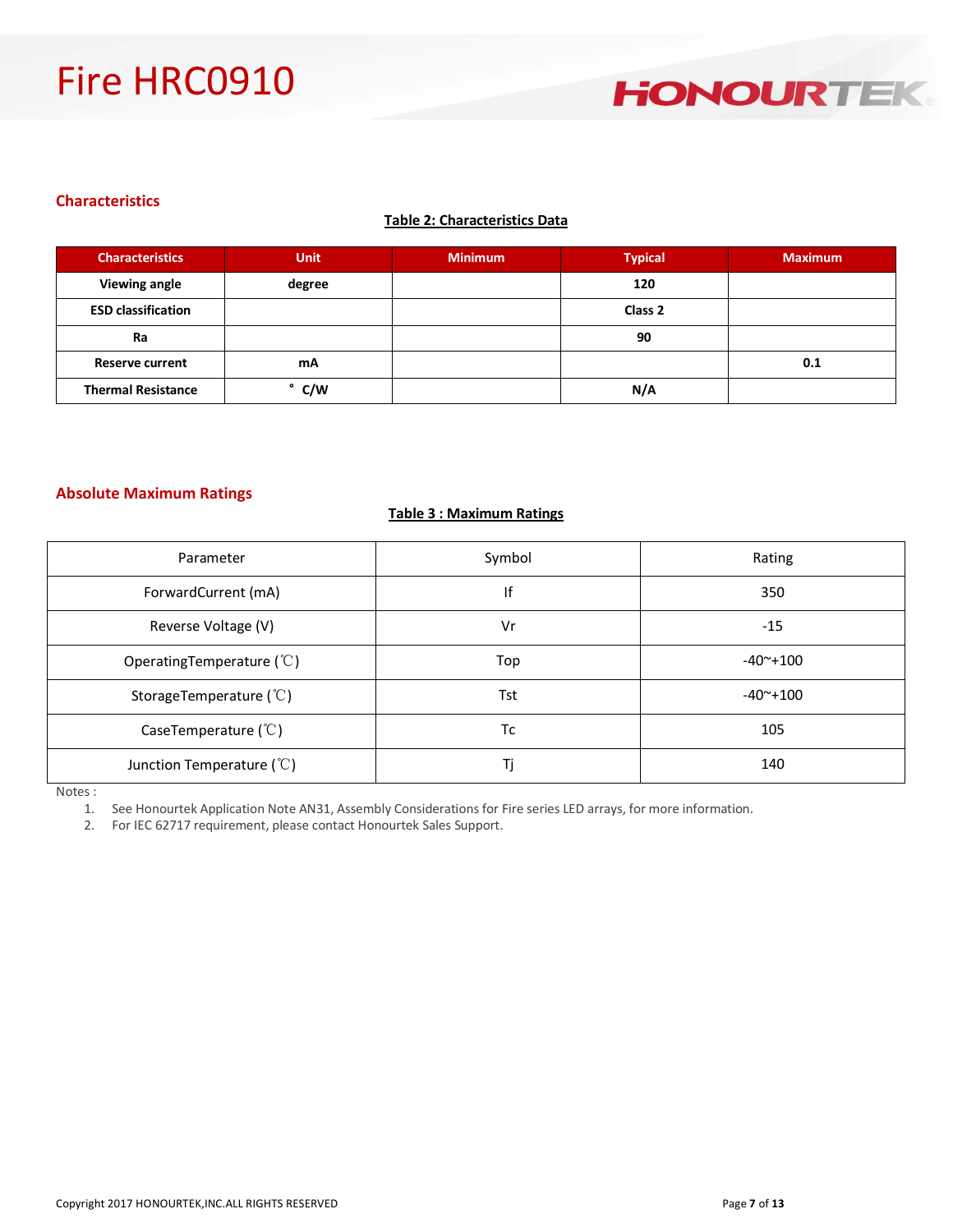## Characteristics

**Table 2: Characteristics Data**

| Characteristics | Unit | Minimum | Typical | Maximum |
|---|---|---|---|---|
| Viewing angle | degree | | 120 | |
| ESD classification | | | Class 2 | |
| Ra | | | 90 | |
| Reserve current | mA | | | 0.1 |
| Thermal Resistance | ° C/W | | N/A | |

## Absolute Maximum Ratings

**Table 3 : Maximum Ratings**

| Parameter | Symbol | Rating |
|---|---|---|
| ForwardCurrent (mA) | If | 350 |
| Reverse Voltage (V) | Vr | -15 |
| OperatingTemperature (℃) | Top | -40~+100 |
| StorageTemperature (℃) | Tst | -40~+100 |
| CaseTemperature (℃) | Tc | 105 |
| Junction Temperature (℃) | Tj | 140 |

Notes :

1. See Honourtek Application Note AN31, Assembly Considerations for Fire series LED arrays, for more information.
2. For IEC 62717 requirement, please contact Honourtek Sales Support.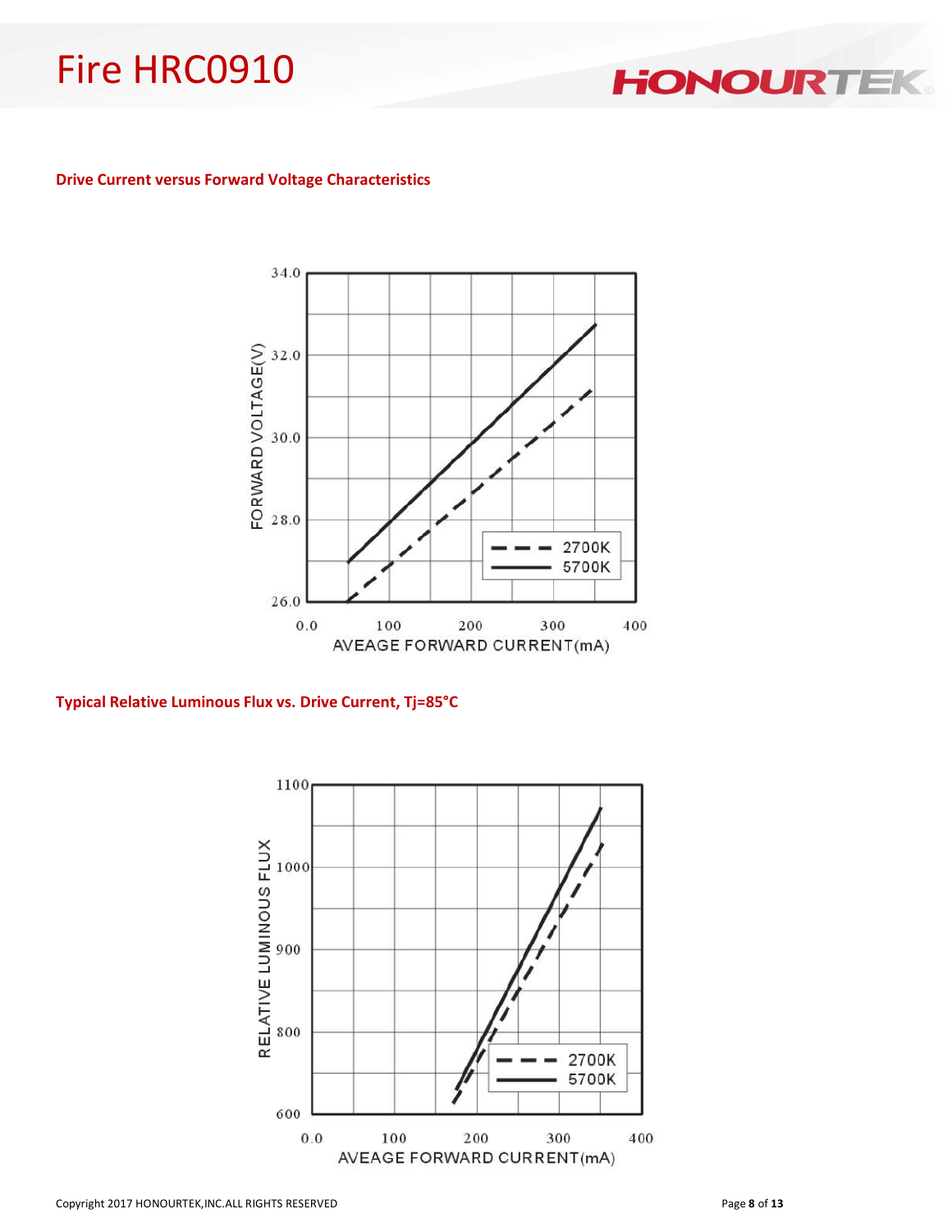**Drive Current versus Forward Voltage Characteristics**

**Typical Relative Luminous Flux vs. Drive Current, Tj=85°C**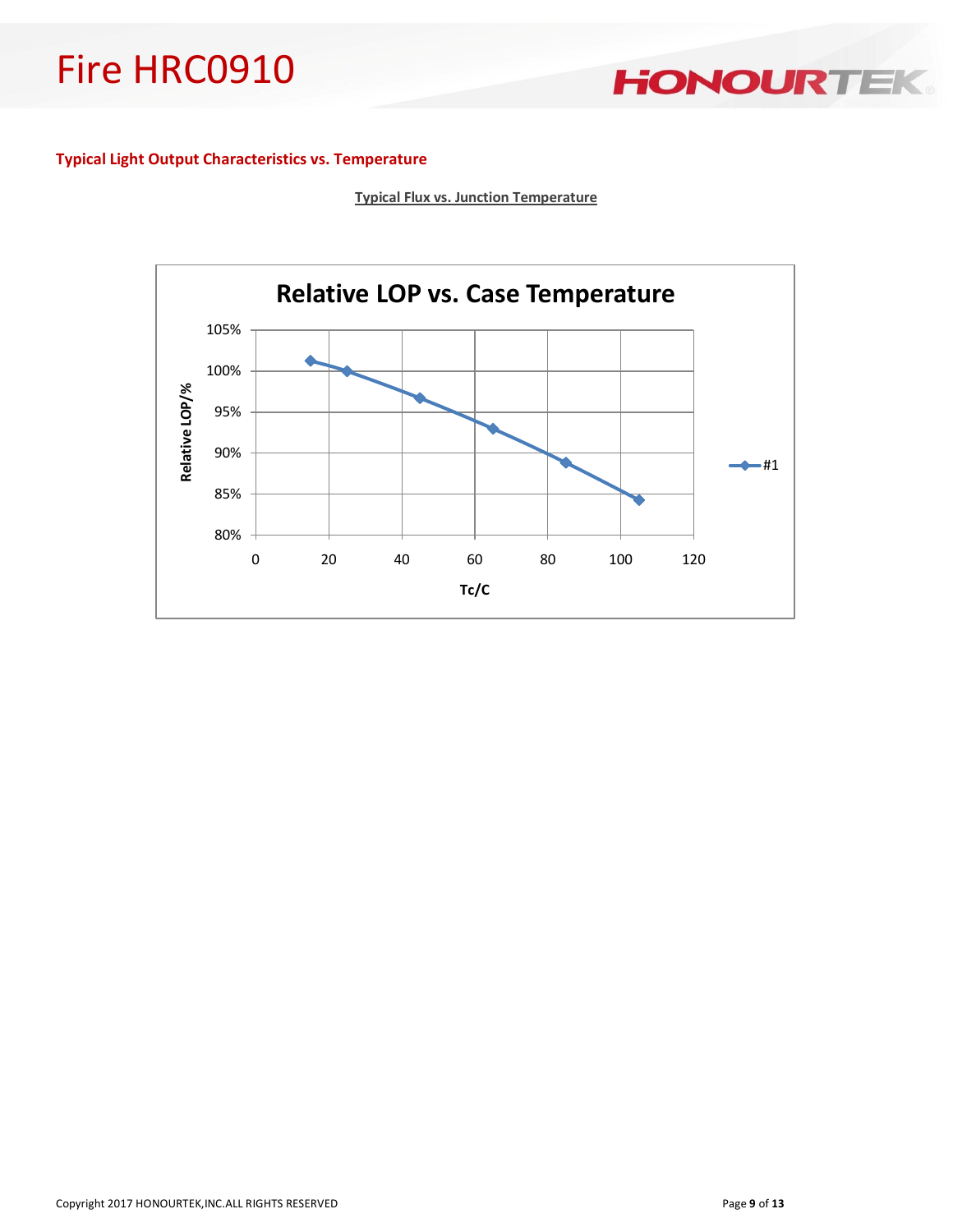## Typical Light Output Characteristics vs. Temperature

**Typical Flux vs. Junction Temperature**

Relative LOP vs. Case Temperature

Relative LOP/%

Tc/C

#1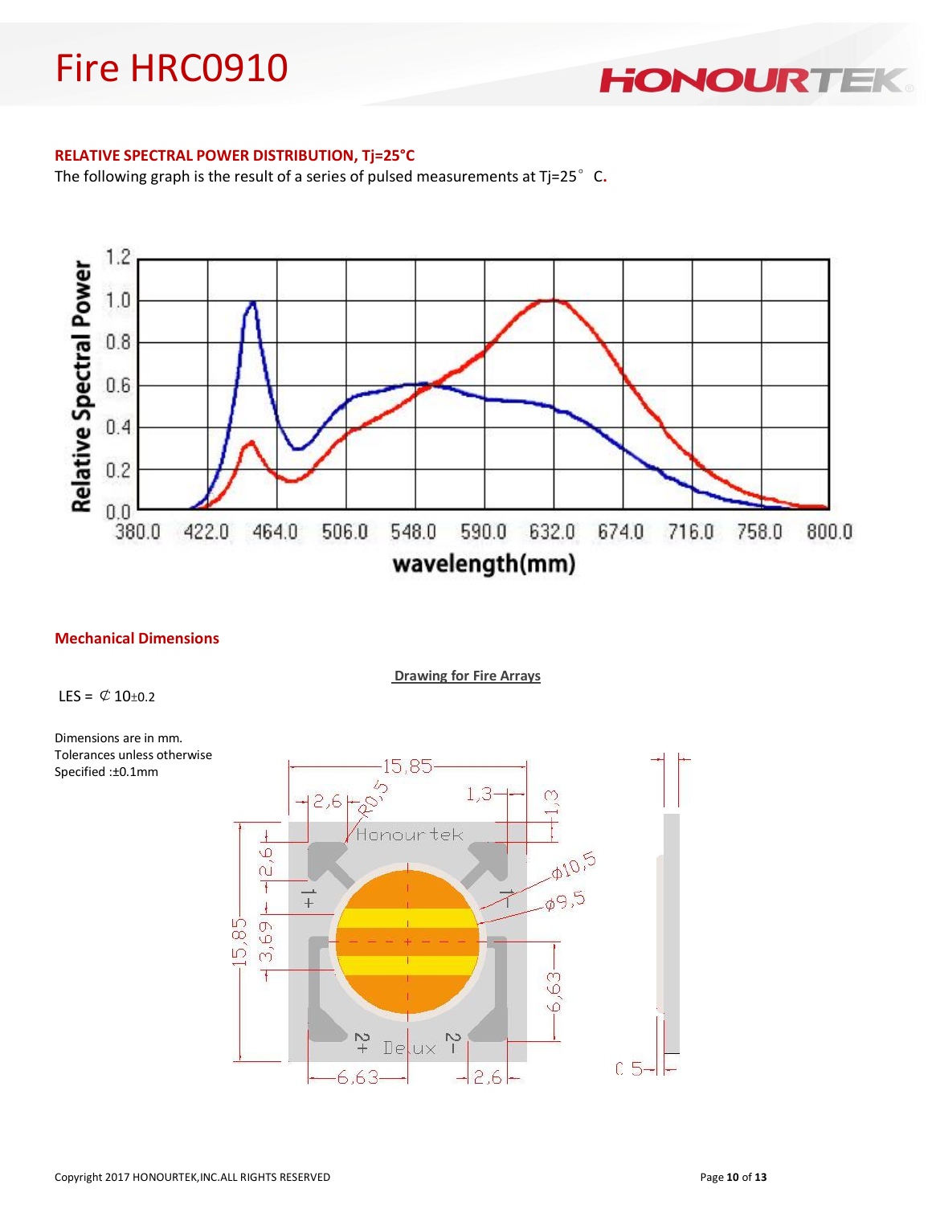# Fire HRC0910

**RELATIVE SPECTRAL POWER DISTRIBUTION, Tj=25°C**

The following graph is the result of a series of pulsed measurements at Tj=25° C.

**Mechanical Dimensions**

**Drawing for Fire Arrays**

LES = ⊄ 10±0.2

Dimensions are in mm.
Tolerances unless otherwise
Specified :±0.1mm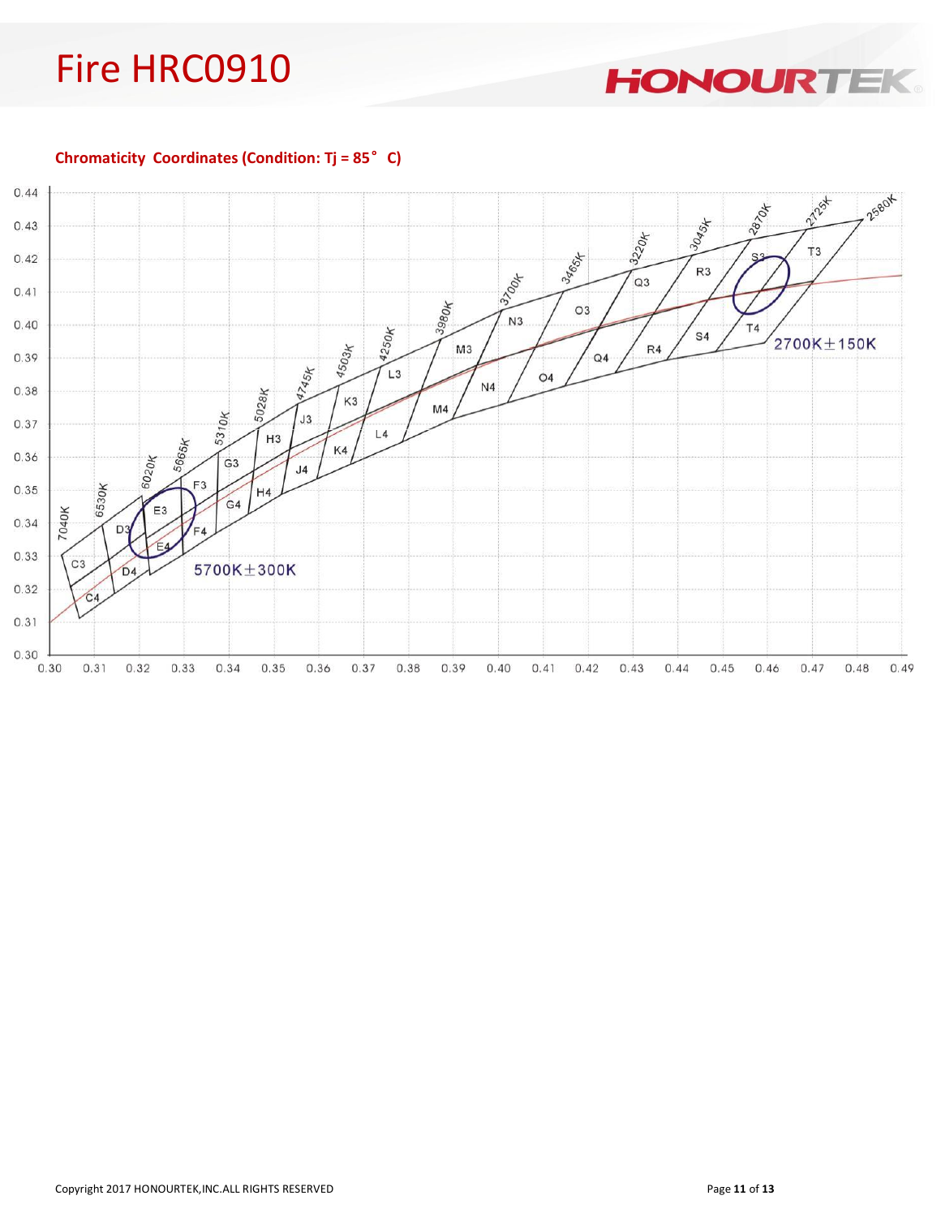## Chromaticity Coordinates (Condition: Tj = 85° C)

0.44
0.43
0.42
0.41
0.40
0.39
0.38
0.37
0.36
0.35
0.34
0.33
0.32
0.31
0.30

0.30 0.31 0.32 0.33 0.34 0.35 0.36 0.37 0.38 0.39 0.40 0.41 0.42 0.43 0.44 0.45 0.46 0.47 0.48 0.49

7040K 6530K 6020K 5665K 5310K 5028K 4745K 4503K 4250K 3980K 3700K 3465K 3220K 3045K 2870K 2725K 2580K

C3 C4 D3 D4 E3 E4 F3 F4 G3 G4 H3 H4 J3 J4 K3 K4 L3 L4 M3 M4 N3 N4 O3 O4 Q3 Q4 R3 R4 S3 S4 T3 T4

5700K±300K

2700K±150K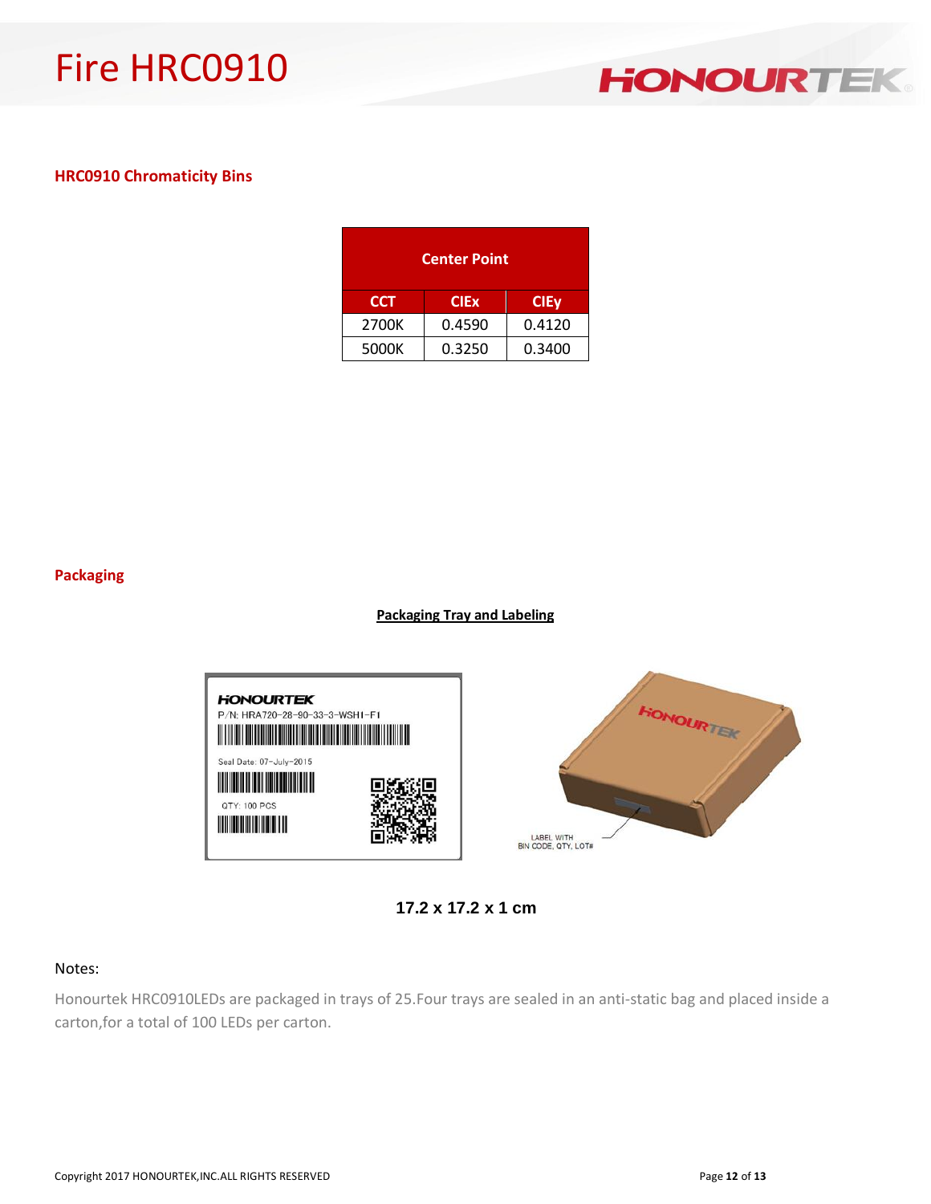## HRC0910 Chromaticity Bins

| Center Point | | |
|---|---|---|
| CCT | CIEx | CIEy |
| 2700K | 0.4590 | 0.4120 |
| 5000K | 0.3250 | 0.3400 |

## Packaging

**Packaging Tray and Labeling**

**17.2 x 17.2 x 1 cm**

Notes:

Honourtek HRC0910LEDs are packaged in trays of 25.Four trays are sealed in an anti-static bag and placed inside a carton,for a total of 100 LEDs per carton.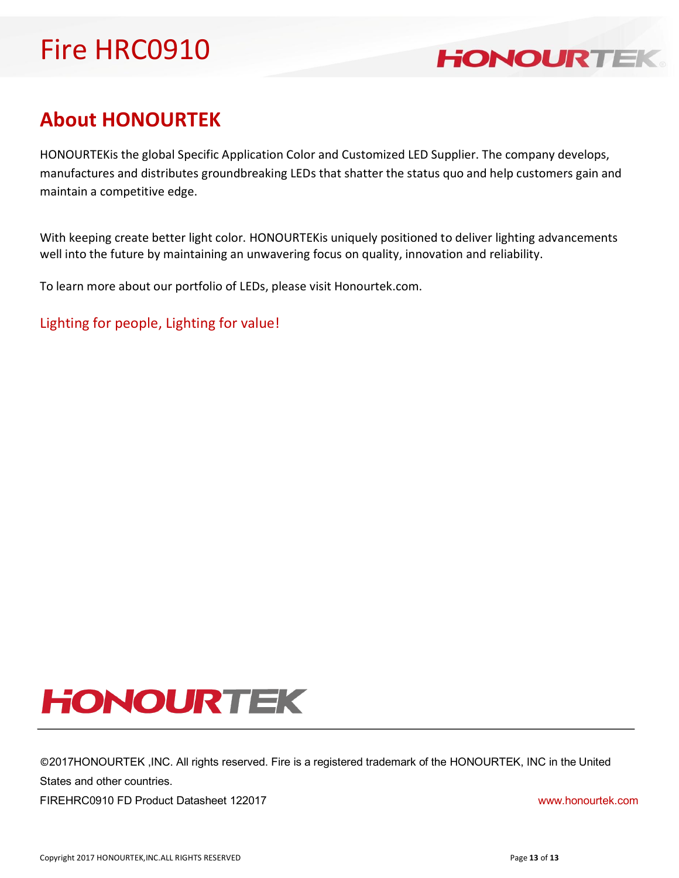## About HONOURTEK

HONOURTEKis the global Specific Application Color and Customized LED Supplier. The company develops, manufactures and distributes groundbreaking LEDs that shatter the status quo and help customers gain and maintain a competitive edge.

With keeping create better light color. HONOURTEKis uniquely positioned to deliver lighting advancements well into the future by maintaining an unwavering focus on quality, innovation and reliability.

To learn more about our portfolio of LEDs, please visit Honourtek.com.

Lighting for people, Lighting for value!

HONOURTEK

©2017HONOURTEK ,INC. All rights reserved. Fire is a registered trademark of the HONOURTEK, INC in the United States and other countries.

FIREHRC0910 FD Product Datasheet 122017

www.honourtek.com